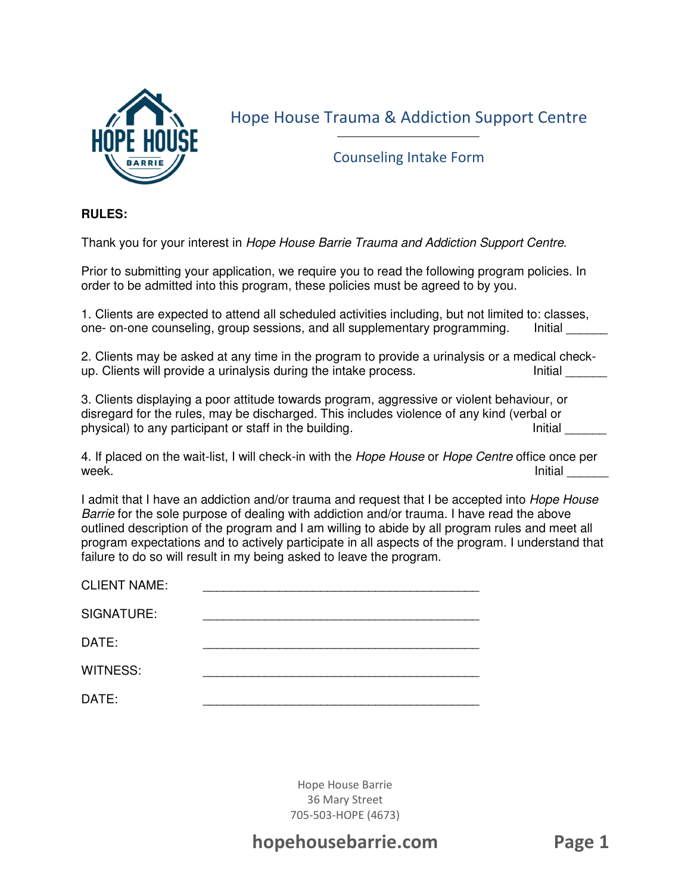# Hope House Trauma & Addiction Support Centre

## Counseling Intake Form

**RULES:**

Thank you for your interest in *Hope House Barrie Trauma and Addiction Support Centre*.

Prior to submitting your application, we require you to read the following program policies. In order to be admitted into this program, these policies must be agreed to by you.

1. Clients are expected to attend all scheduled activities including, but not limited to: classes, one- on-one counseling, group sessions, and all supplementary programming. Initial ______

2. Clients may be asked at any time in the program to provide a urinalysis or a medical check-up. Clients will provide a urinalysis during the intake process. Initial ______

3. Clients displaying a poor attitude towards program, aggressive or violent behaviour, or disregard for the rules, may be discharged. This includes violence of any kind (verbal or physical) to any participant or staff in the building. Initial ______

4. If placed on the wait-list, I will check-in with the *Hope House* or *Hope Centre* office once per week. Initial ______

I admit that I have an addiction and/or trauma and request that I be accepted into *Hope House Barrie* for the sole purpose of dealing with addiction and/or trauma. I have read the above outlined description of the program and I am willing to abide by all program rules and meet all program expectations and to actively participate in all aspects of the program. I understand that failure to do so will result in my being asked to leave the program.

CLIENT NAME: ________________________________________

SIGNATURE: ________________________________________

DATE: ________________________________________

WITNESS: ________________________________________

DATE: ________________________________________

Hope House Barrie
36 Mary Street
705-503-HOPE (4673)

**hopehousebarrie.com**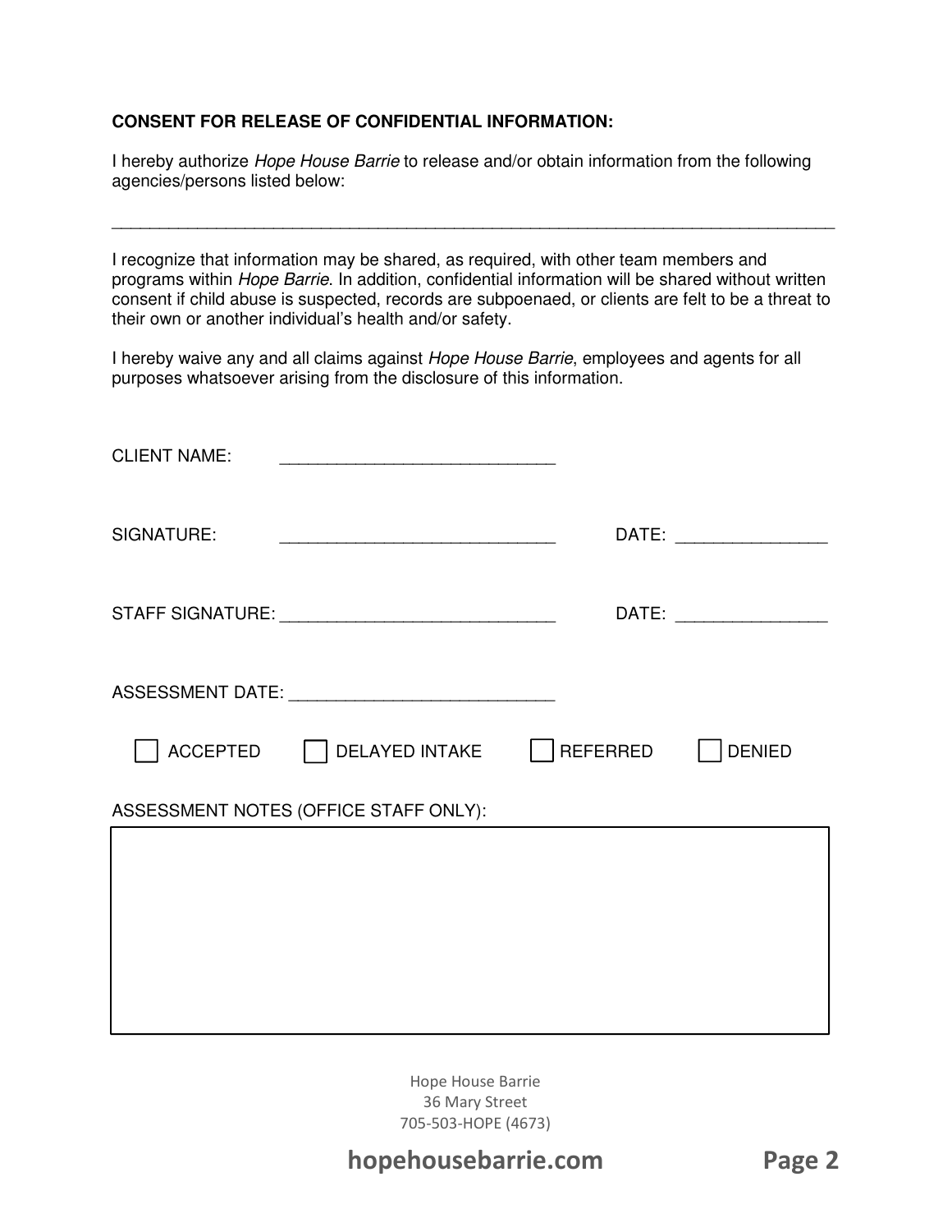**CONSENT FOR RELEASE OF CONFIDENTIAL INFORMATION:**

I hereby authorize *Hope House Barrie* to release and/or obtain information from the following agencies/persons listed below:

_______________________________________________________________________________

I recognize that information may be shared, as required, with other team members and programs within *Hope Barrie*. In addition, confidential information will be shared without written consent if child abuse is suspected, records are subpoenaed, or clients are felt to be a threat to their own or another individual's health and/or safety.

I hereby waive any and all claims against *Hope House Barrie*, employees and agents for all purposes whatsoever arising from the disclosure of this information.

CLIENT NAME: ______________________________

SIGNATURE: ______________________________ DATE: ________________

STAFF SIGNATURE: ______________________________ DATE: ________________

ASSESSMENT DATE: ____________________________

☐ ACCEPTED ☐ DELAYED INTAKE ☐ REFERRED ☐ DENIED

ASSESSMENT NOTES (OFFICE STAFF ONLY):

| |
|---|
| |

Hope House Barrie
36 Mary Street
705-503-HOPE (4673)

**hopehousebarrie.com**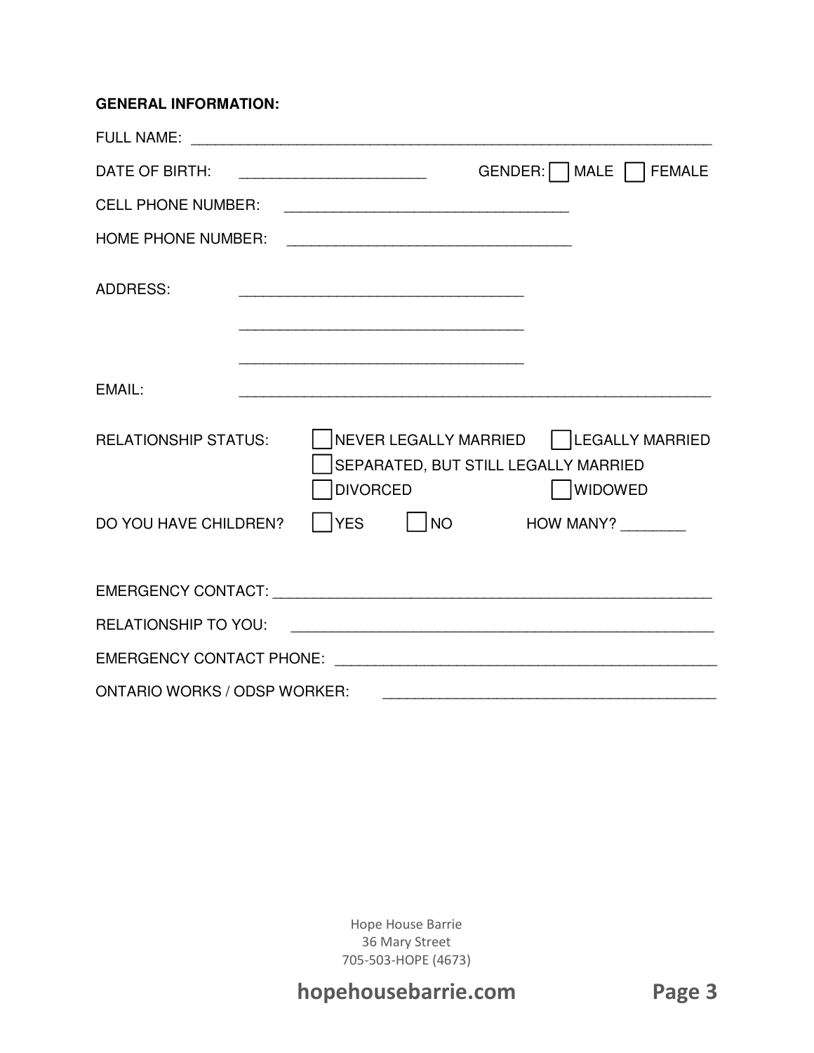**GENERAL INFORMATION:**

FULL NAME: ______________________________________________________________

DATE OF BIRTH: ______________________ GENDER: ☐ MALE ☐ FEMALE

CELL PHONE NUMBER: __________________________________

HOME PHONE NUMBER: __________________________________

ADDRESS: __________________________________

__________________________________

__________________________________

EMAIL: ________________________________________________________

RELATIONSHIP STATUS: ☐ NEVER LEGALLY MARRIED ☐ LEGALLY MARRIED

☐ SEPARATED, BUT STILL LEGALLY MARRIED

☐ DIVORCED ☐ WIDOWED

DO YOU HAVE CHILDREN? ☐ YES ☐ NO HOW MANY? ________

EMERGENCY CONTACT: ______________________________________________________

RELATIONSHIP TO YOU: ____________________________________________________

EMERGENCY CONTACT PHONE: ________________________________________________

ONTARIO WORKS / ODSP WORKER: ________________________________________

Hope House Barrie
36 Mary Street
705-503-HOPE (4673)

**hopehousebarrie.com**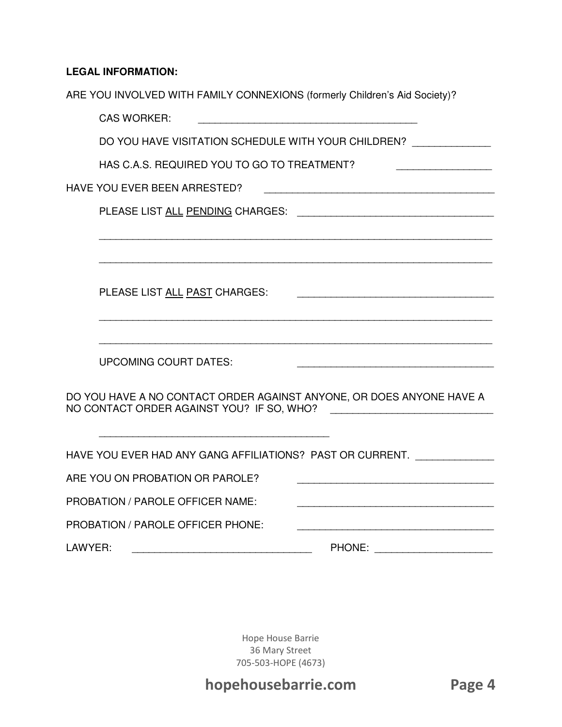**LEGAL INFORMATION:**

ARE YOU INVOLVED WITH FAMILY CONNEXIONS (formerly Children's Aid Society)?

CAS WORKER: _______________________________________

DO YOU HAVE VISITATION SCHEDULE WITH YOUR CHILDREN? _____________

HAS C.A.S. REQUIRED YOU TO GO TO TREATMENT? ________________

HAVE YOU EVER BEEN ARRESTED? ________________________________________

PLEASE LIST <u>ALL</u> <u>PENDING</u> CHARGES: __________________________________

_________________________________________________________________________

_________________________________________________________________________

PLEASE LIST <u>ALL</u> <u>PAST</u> CHARGES: __________________________________

_________________________________________________________________________

_________________________________________________________________________

UPCOMING COURT DATES: __________________________________

DO YOU HAVE A NO CONTACT ORDER AGAINST ANYONE, OR DOES ANYONE HAVE A NO CONTACT ORDER AGAINST YOU? IF SO, WHO? ___________________________

_________________________________________

HAVE YOU EVER HAD ANY GANG AFFILIATIONS? PAST OR CURRENT. _____________

ARE YOU ON PROBATION OR PAROLE? __________________________________

PROBATION / PAROLE OFFICER NAME: __________________________________

PROBATION / PAROLE OFFICER PHONE: __________________________________

LAWYER: _______________________________ PHONE: ____________________

Hope House Barrie
36 Mary Street
705-503-HOPE (4673)

**hopehousebarrie.com**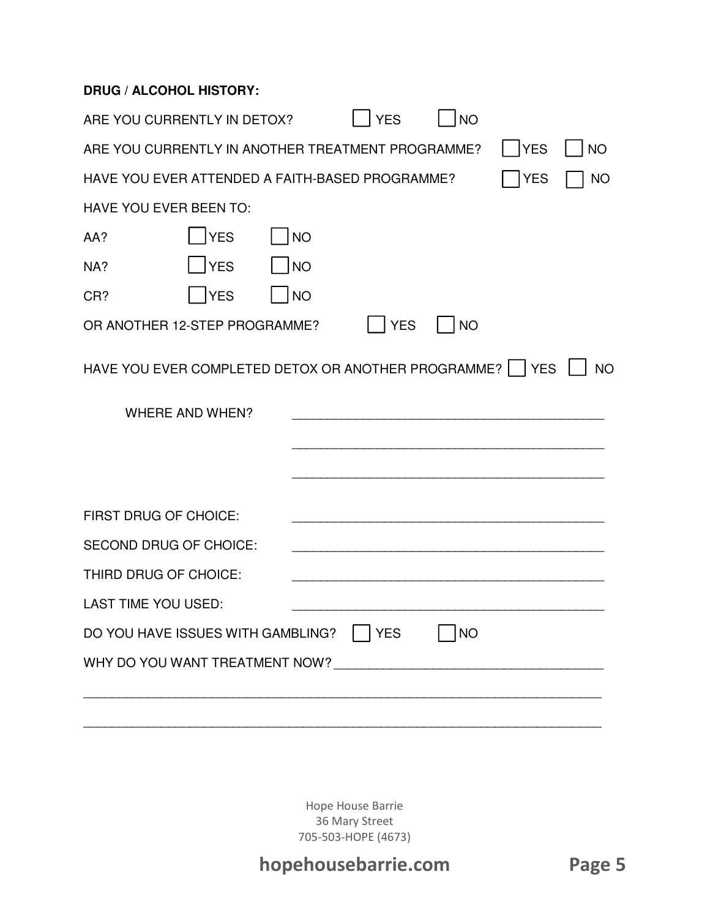**DRUG / ALCOHOL HISTORY:**

ARE YOU CURRENTLY IN DETOX? ☐ YES ☐ NO

ARE YOU CURRENTLY IN ANOTHER TREATMENT PROGRAMME? ☐ YES ☐ NO

HAVE YOU EVER ATTENDED A FAITH-BASED PROGRAMME? ☐ YES ☐ NO

HAVE YOU EVER BEEN TO:

AA? ☐ YES ☐ NO

NA? ☐ YES ☐ NO

CR? ☐ YES ☐ NO

OR ANOTHER 12-STEP PROGRAMME? ☐ YES ☐ NO

HAVE YOU EVER COMPLETED DETOX OR ANOTHER PROGRAMME? ☐ YES ☐ NO

WHERE AND WHEN? ____________________________________________

____________________________________________

____________________________________________

FIRST DRUG OF CHOICE: ____________________________________________

SECOND DRUG OF CHOICE: ____________________________________________

THIRD DRUG OF CHOICE: ____________________________________________

LAST TIME YOU USED: ____________________________________________

DO YOU HAVE ISSUES WITH GAMBLING? ☐ YES ☐ NO

WHY DO YOU WANT TREATMENT NOW? ____________________________________

____________________________________________________________________________

____________________________________________________________________________

Hope House Barrie
36 Mary Street
705-503-HOPE (4673)

**hopehousebarrie.com**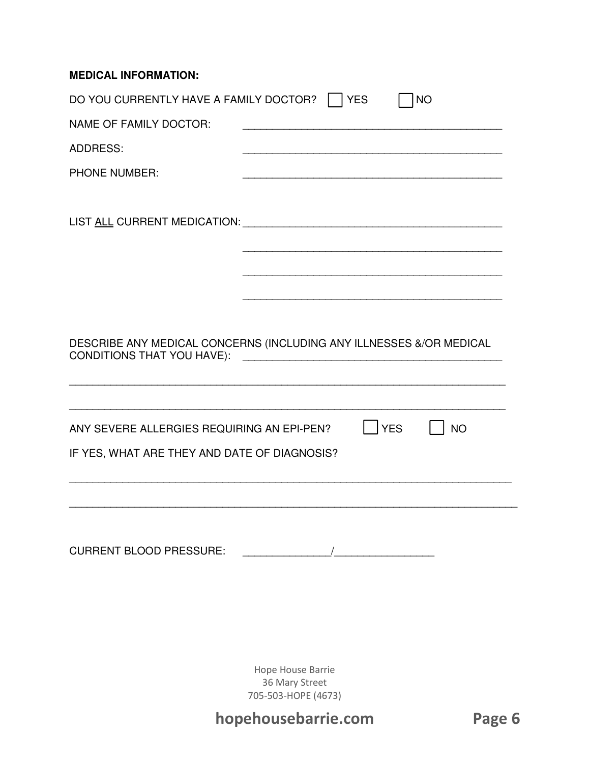**MEDICAL INFORMATION:**

DO YOU CURRENTLY HAVE A FAMILY DOCTOR? ☐ YES ☐ NO

NAME OF FAMILY DOCTOR: ____________________________________________

ADDRESS: ____________________________________________

PHONE NUMBER: ____________________________________________

LIST <u>ALL</u> CURRENT MEDICATION: ____________________________________________

____________________________________________

____________________________________________

____________________________________________

DESCRIBE ANY MEDICAL CONCERNS (INCLUDING ANY ILLNESSES &/OR MEDICAL CONDITIONS THAT YOU HAVE): ____________________________________________

____________________________________________________________________________

____________________________________________________________________________

ANY SEVERE ALLERGIES REQUIRING AN EPI-PEN? ☐ YES ☐ NO

IF YES, WHAT ARE THEY AND DATE OF DIAGNOSIS?

____________________________________________________________________________

____________________________________________________________________________

CURRENT BLOOD PRESSURE: _______________/_________________

Hope House Barrie
36 Mary Street
705-503-HOPE (4673)

**hopehousebarrie.com**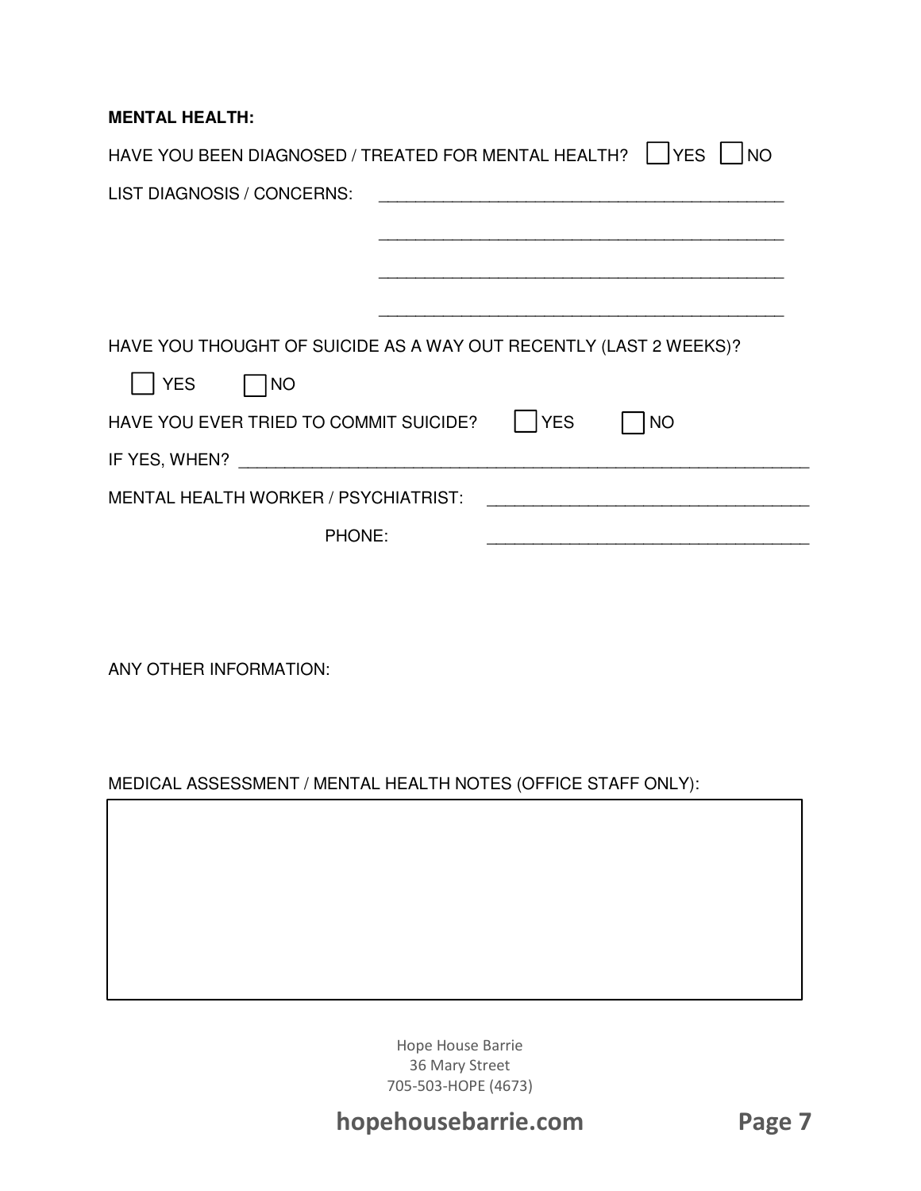**MENTAL HEALTH:**

HAVE YOU BEEN DIAGNOSED / TREATED FOR MENTAL HEALTH? ☐ YES ☐ NO

LIST DIAGNOSIS / CONCERNS: ____________________________________________

____________________________________________

____________________________________________

____________________________________________

HAVE YOU THOUGHT OF SUICIDE AS A WAY OUT RECENTLY (LAST 2 WEEKS)?

☐ YES ☐ NO

HAVE YOU EVER TRIED TO COMMIT SUICIDE? ☐ YES ☐ NO

IF YES, WHEN? ____________________________________________________________

MENTAL HEALTH WORKER / PSYCHIATRIST: ________________________________

PHONE: ________________________________

ANY OTHER INFORMATION:

MEDICAL ASSESSMENT / MENTAL HEALTH NOTES (OFFICE STAFF ONLY):

| |
|---|
| |

Hope House Barrie
36 Mary Street
705-503-HOPE (4673)

**hopehousebarrie.com**